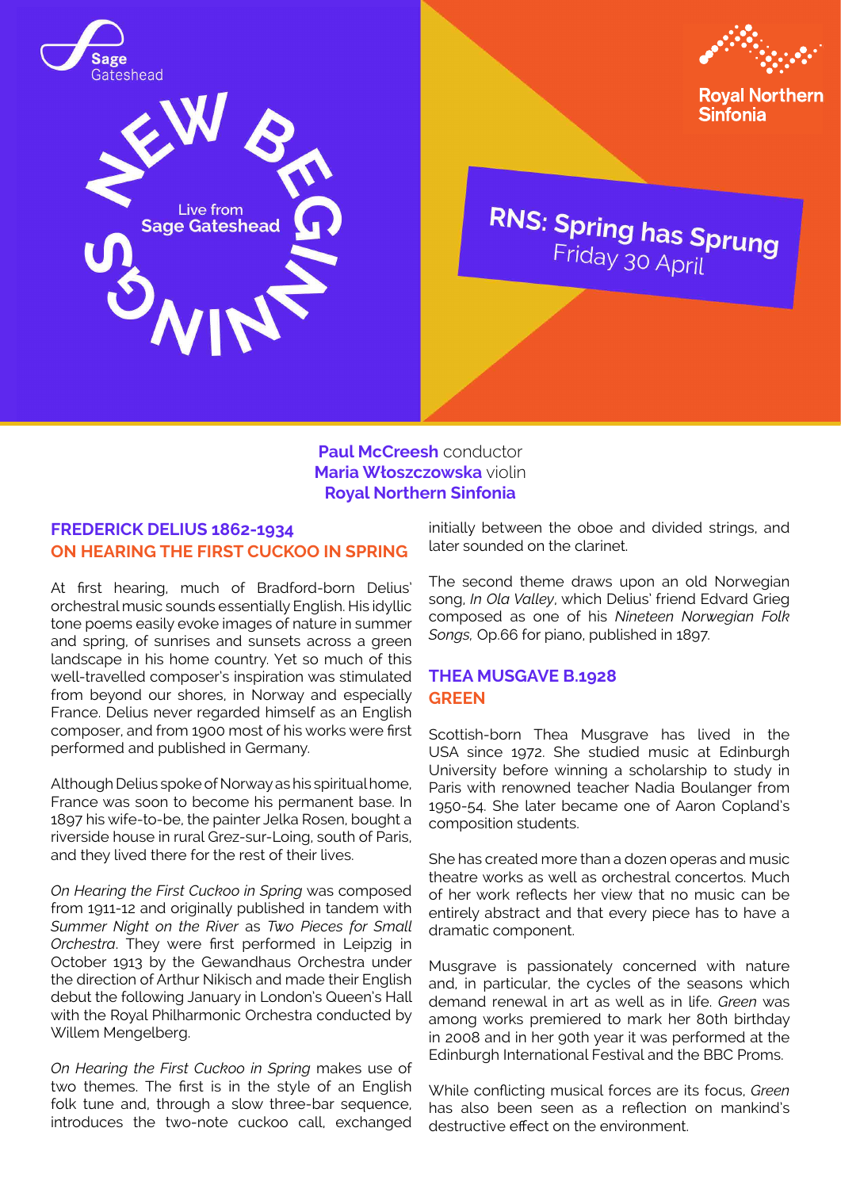Sage Gateshead

NEW BEGINNINGS

Live from **Sage Gateshead**

Royal Northern Sinfonia

# RNS: Spring has Sprung

Friday 30 April

**Paul McCreesh** conductor
**Maria Włoszczowska** violin
**Royal Northern Sinfonia**

## FREDERICK DELIUS 1862-1934
## ON HEARING THE FIRST CUCKOO IN SPRING

At first hearing, much of Bradford-born Delius' orchestral music sounds essentially English. His idyllic tone poems easily evoke images of nature in summer and spring, of sunrises and sunsets across a green landscape in his home country. Yet so much of this well-travelled composer's inspiration was stimulated from beyond our shores, in Norway and especially France. Delius never regarded himself as an English composer, and from 1900 most of his works were first performed and published in Germany.

Although Delius spoke of Norway as his spiritual home, France was soon to become his permanent base. In 1897 his wife-to-be, the painter Jelka Rosen, bought a riverside house in rural Grez-sur-Loing, south of Paris, and they lived there for the rest of their lives.

*On Hearing the First Cuckoo in Spring* was composed from 1911-12 and originally published in tandem with *Summer Night on the River* as *Two Pieces for Small Orchestra*. They were first performed in Leipzig in October 1913 by the Gewandhaus Orchestra under the direction of Arthur Nikisch and made their English debut the following January in London's Queen's Hall with the Royal Philharmonic Orchestra conducted by Willem Mengelberg.

*On Hearing the First Cuckoo in Spring* makes use of two themes. The first is in the style of an English folk tune and, through a slow three-bar sequence, introduces the two-note cuckoo call, exchanged initially between the oboe and divided strings, and later sounded on the clarinet.

The second theme draws upon an old Norwegian song, *In Ola Valley*, which Delius' friend Edvard Grieg composed as one of his *Nineteen Norwegian Folk Songs*, Op.66 for piano, published in 1897.

## THEA MUSGAVE B.1928
## GREEN

Scottish-born Thea Musgrave has lived in the USA since 1972. She studied music at Edinburgh University before winning a scholarship to study in Paris with renowned teacher Nadia Boulanger from 1950-54. She later became one of Aaron Copland's composition students.

She has created more than a dozen operas and music theatre works as well as orchestral concertos. Much of her work reflects her view that no music can be entirely abstract and that every piece has to have a dramatic component.

Musgrave is passionately concerned with nature and, in particular, the cycles of the seasons which demand renewal in art as well as in life. *Green* was among works premiered to mark her 80th birthday in 2008 and in her 90th year it was performed at the Edinburgh International Festival and the BBC Proms.

While conflicting musical forces are its focus, *Green* has also been seen as a reflection on mankind's destructive effect on the environment.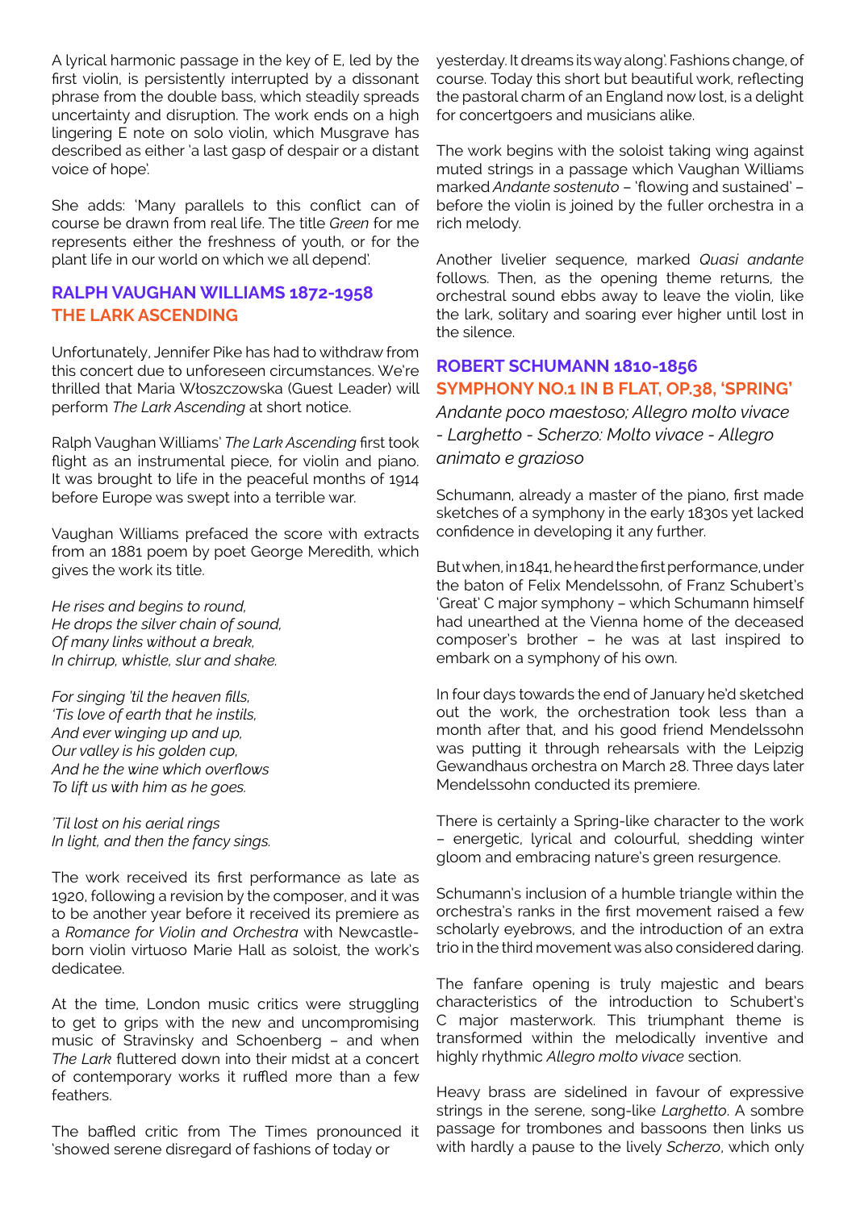A lyrical harmonic passage in the key of E, led by the first violin, is persistently interrupted by a dissonant phrase from the double bass, which steadily spreads uncertainty and disruption. The work ends on a high lingering E note on solo violin, which Musgrave has described as either 'a last gasp of despair or a distant voice of hope'.

She adds: 'Many parallels to this conflict can of course be drawn from real life. The title *Green* for me represents either the freshness of youth, or for the plant life in our world on which we all depend'.

## RALPH VAUGHAN WILLIAMS 1872-1958
## THE LARK ASCENDING

Unfortunately, Jennifer Pike has had to withdraw from this concert due to unforeseen circumstances. We're thrilled that Maria Włoszczowska (Guest Leader) will perform *The Lark Ascending* at short notice.

Ralph Vaughan Williams' *The Lark Ascending* first took flight as an instrumental piece, for violin and piano. It was brought to life in the peaceful months of 1914 before Europe was swept into a terrible war.

Vaughan Williams prefaced the score with extracts from an 1881 poem by poet George Meredith, which gives the work its title.

*He rises and begins to round,*
*He drops the silver chain of sound,*
*Of many links without a break,*
*In chirrup, whistle, slur and shake.*

*For singing 'til the heaven fills,*
*'Tis love of earth that he instils,*
*And ever winging up and up,*
*Our valley is his golden cup,*
*And he the wine which overflows*
*To lift us with him as he goes.*

*'Til lost on his aerial rings*
*In light, and then the fancy sings.*

The work received its first performance as late as 1920, following a revision by the composer, and it was to be another year before it received its premiere as a *Romance for Violin and Orchestra* with Newcastle-born violin virtuoso Marie Hall as soloist, the work's dedicatee.

At the time, London music critics were struggling to get to grips with the new and uncompromising music of Stravinsky and Schoenberg – and when *The Lark* fluttered down into their midst at a concert of contemporary works it ruffled more than a few feathers.

The baffled critic from The Times pronounced it 'showed serene disregard of fashions of today or yesterday. It dreams its way along'. Fashions change, of course. Today this short but beautiful work, reflecting the pastoral charm of an England now lost, is a delight for concertgoers and musicians alike.

The work begins with the soloist taking wing against muted strings in a passage which Vaughan Williams marked *Andante sostenuto* – 'flowing and sustained' – before the violin is joined by the fuller orchestra in a rich melody.

Another livelier sequence, marked *Quasi andante* follows. Then, as the opening theme returns, the orchestral sound ebbs away to leave the violin, like the lark, solitary and soaring ever higher until lost in the silence.

## ROBERT SCHUMANN 1810-1856
## SYMPHONY NO.1 IN B FLAT, OP.38, 'SPRING'

*Andante poco maestoso; Allegro molto vivace - Larghetto - Scherzo: Molto vivace - Allegro animato e grazioso*

Schumann, already a master of the piano, first made sketches of a symphony in the early 1830s yet lacked confidence in developing it any further.

But when, in 1841, he heard the first performance, under the baton of Felix Mendelssohn, of Franz Schubert's 'Great' C major symphony – which Schumann himself had unearthed at the Vienna home of the deceased composer's brother – he was at last inspired to embark on a symphony of his own.

In four days towards the end of January he'd sketched out the work, the orchestration took less than a month after that, and his good friend Mendelssohn was putting it through rehearsals with the Leipzig Gewandhaus orchestra on March 28. Three days later Mendelssohn conducted its premiere.

There is certainly a Spring-like character to the work – energetic, lyrical and colourful, shedding winter gloom and embracing nature's green resurgence.

Schumann's inclusion of a humble triangle within the orchestra's ranks in the first movement raised a few scholarly eyebrows, and the introduction of an extra trio in the third movement was also considered daring.

The fanfare opening is truly majestic and bears characteristics of the introduction to Schubert's C major masterwork. This triumphant theme is transformed within the melodically inventive and highly rhythmic *Allegro molto vivace* section.

Heavy brass are sidelined in favour of expressive strings in the serene, song-like *Larghetto*. A sombre passage for trombones and bassoons then links us with hardly a pause to the lively *Scherzo*, which only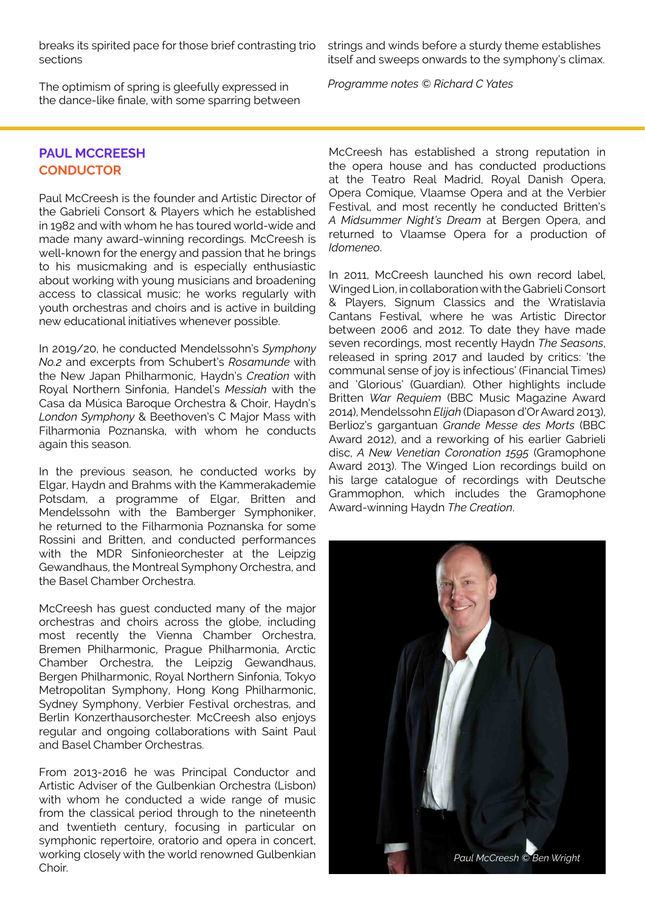breaks its spirited pace for those brief contrasting trio sections

The optimism of spring is gleefully expressed in the dance-like finale, with some sparring between strings and winds before a sturdy theme establishes itself and sweeps onwards to the symphony's climax.

*Programme notes © Richard C Yates*

## PAUL MCCREESH
## CONDUCTOR

Paul McCreesh is the founder and Artistic Director of the Gabrieli Consort & Players which he established in 1982 and with whom he has toured world-wide and made many award-winning recordings. McCreesh is well-known for the energy and passion that he brings to his musicmaking and is especially enthusiastic about working with young musicians and broadening access to classical music; he works regularly with youth orchestras and choirs and is active in building new educational initiatives whenever possible.

In 2019/20, he conducted Mendelssohn's *Symphony No.2* and excerpts from Schubert's *Rosamunde* with the New Japan Philharmonic, Haydn's *Creation* with Royal Northern Sinfonia, Handel's *Messiah* with the Casa da Música Baroque Orchestra & Choir, Haydn's *London Symphony* & Beethoven's C Major Mass with Filharmonia Poznanska, with whom he conducts again this season.

In the previous season, he conducted works by Elgar, Haydn and Brahms with the Kammerakademie Potsdam, a programme of Elgar, Britten and Mendelssohn with the Bamberger Symphoniker, he returned to the Filharmonia Poznanska for some Rossini and Britten, and conducted performances with the MDR Sinfonieorchester at the Leipzig Gewandhaus, the Montreal Symphony Orchestra, and the Basel Chamber Orchestra.

McCreesh has guest conducted many of the major orchestras and choirs across the globe, including most recently the Vienna Chamber Orchestra, Bremen Philharmonic, Prague Philharmonia, Arctic Chamber Orchestra, the Leipzig Gewandhaus, Bergen Philharmonic, Royal Northern Sinfonia, Tokyo Metropolitan Symphony, Hong Kong Philharmonic, Sydney Symphony, Verbier Festival orchestras, and Berlin Konzerthausorchester. McCreesh also enjoys regular and ongoing collaborations with Saint Paul and Basel Chamber Orchestras.

From 2013-2016 he was Principal Conductor and Artistic Adviser of the Gulbenkian Orchestra (Lisbon) with whom he conducted a wide range of music from the classical period through to the nineteenth and twentieth century, focusing in particular on symphonic repertoire, oratorio and opera in concert, working closely with the world renowned Gulbenkian Choir.

McCreesh has established a strong reputation in the opera house and has conducted productions at the Teatro Real Madrid, Royal Danish Opera, Opera Comique, Vlaamse Opera and at the Verbier Festival, and most recently he conducted Britten's *A Midsummer Night's Dream* at Bergen Opera, and returned to Vlaamse Opera for a production of *Idomeneo*.

In 2011, McCreesh launched his own record label, Winged Lion, in collaboration with the Gabrieli Consort & Players, Signum Classics and the Wratislavia Cantans Festival, where he was Artistic Director between 2006 and 2012. To date they have made seven recordings, most recently Haydn *The Seasons*, released in spring 2017 and lauded by critics: 'the communal sense of joy is infectious' (Financial Times) and 'Glorious' (Guardian). Other highlights include Britten *War Requiem* (BBC Music Magazine Award 2014), Mendelssohn *Elijah* (Diapason d'Or Award 2013), Berlioz's gargantuan *Grande Messe des Morts* (BBC Award 2012), and a reworking of his earlier Gabrieli disc, *A New Venetian Coronation 1595* (Gramophone Award 2013). The Winged Lion recordings build on his large catalogue of recordings with Deutsche Grammophon, which includes the Gramophone Award-winning Haydn *The Creation*.

*Paul McCreesh © Ben Wright*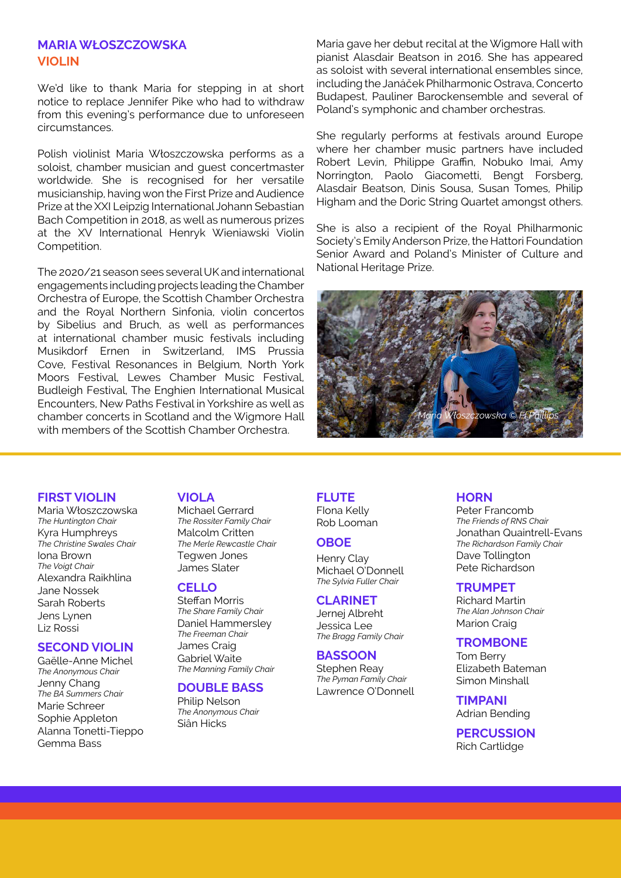## MARIA WŁOSZCZOWSKA
## VIOLIN

We'd like to thank Maria for stepping in at short notice to replace Jennifer Pike who had to withdraw from this evening's performance due to unforeseen circumstances.

Polish violinist Maria Włoszczowska performs as a soloist, chamber musician and guest concertmaster worldwide. She is recognised for her versatile musicianship, having won the First Prize and Audience Prize at the XXI Leipzig International Johann Sebastian Bach Competition in 2018, as well as numerous prizes at the XV International Henryk Wieniawski Violin Competition.

The 2020/21 season sees several UK and international engagements including projects leading the Chamber Orchestra of Europe, the Scottish Chamber Orchestra and the Royal Northern Sinfonia, violin concertos by Sibelius and Bruch, as well as performances at international chamber music festivals including Musikdorf Ernen in Switzerland, IMS Prussia Cove, Festival Resonances in Belgium, North York Moors Festival, Lewes Chamber Music Festival, Budleigh Festival, The Enghien International Musical Encounters, New Paths Festival in Yorkshire as well as chamber concerts in Scotland and the Wigmore Hall with members of the Scottish Chamber Orchestra.

Maria gave her debut recital at the Wigmore Hall with pianist Alasdair Beatson in 2016. She has appeared as soloist with several international ensembles since, including the Janáček Philharmonic Ostrava, Concerto Budapest, Pauliner Barockensemble and several of Poland's symphonic and chamber orchestras.

She regularly performs at festivals around Europe where her chamber music partners have included Robert Levin, Philippe Graffin, Nobuko Imai, Amy Norrington, Paolo Giacometti, Bengt Forsberg, Alasdair Beatson, Dinis Sousa, Susan Tomes, Philip Higham and the Doric String Quartet amongst others.

She is also a recipient of the Royal Philharmonic Society's Emily Anderson Prize, the Hattori Foundation Senior Award and Poland's Minister of Culture and National Heritage Prize.

*Maria Włoszczowska © FJ Phillips*

### FIRST VIOLIN
Maria Włoszczowska
*The Huntington Chair*
Kyra Humphreys
*The Christine Swales Chair*
Iona Brown
*The Voigt Chair*
Alexandra Raikhlina
Jane Nossek
Sarah Roberts
Jens Lynen
Liz Rossi

### SECOND VIOLIN
Gaëlle-Anne Michel
*The Anonymous Chair*
Jenny Chang
*The BA Summers Chair*
Marie Schreer
Sophie Appleton
Alanna Tonetti-Tieppo
Gemma Bass

### VIOLA
Michael Gerrard
*The Rossiter Family Chair*
Malcolm Critten
*The Merle Rewcastle Chair*
Tegwen Jones
James Slater

### CELLO
Steffan Morris
*The Share Family Chair*
Daniel Hammersley
*The Freeman Chair*
James Craig
Gabriel Waite
*The Manning Family Chair*

### DOUBLE BASS
Philip Nelson
*The Anonymous Chair*
Siân Hicks

### FLUTE
Fiona Kelly
Rob Looman

### OBOE
Henry Clay
Michael O'Donnell
*The Sylvia Fuller Chair*

### CLARINET
Jernej Albreht
Jessica Lee
*The Bragg Family Chair*

### BASSOON
Stephen Reay
*The Pyman Family Chair*
Lawrence O'Donnell

### HORN
Peter Francomb
*The Friends of RNS Chair*
Jonathan Quaintrell-Evans
*The Richardson Family Chair*
Dave Tollington
Pete Richardson

### TRUMPET
Richard Martin
*The Alan Johnson Chair*
Marion Craig

### TROMBONE
Tom Berry
Elizabeth Bateman
Simon Minshall

### TIMPANI
Adrian Bending

### PERCUSSION
Rich Cartlidge